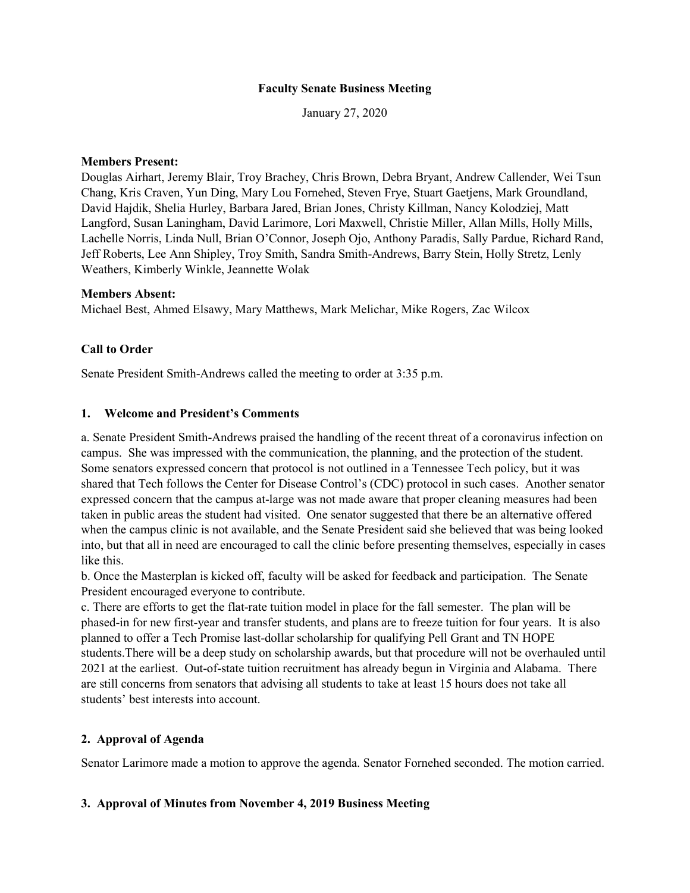# Faculty Senate Business Meeting

January 27, 2020

**Members Present:**
Douglas Airhart, Jeremy Blair, Troy Brachey, Chris Brown, Debra Bryant, Andrew Callender, Wei Tsun Chang, Kris Craven, Yun Ding, Mary Lou Fornehed, Steven Frye, Stuart Gaetjens, Mark Groundland, David Hajdik, Shelia Hurley, Barbara Jared, Brian Jones, Christy Killman, Nancy Kolodziej, Matt Langford, Susan Laningham, David Larimore, Lori Maxwell, Christie Miller, Allan Mills, Holly Mills, Lachelle Norris, Linda Null, Brian O'Connor, Joseph Ojo, Anthony Paradis, Sally Pardue, Richard Rand, Jeff Roberts, Lee Ann Shipley, Troy Smith, Sandra Smith-Andrews, Barry Stein, Holly Stretz, Lenly Weathers, Kimberly Winkle, Jeannette Wolak

**Members Absent:**
Michael Best, Ahmed Elsawy, Mary Matthews, Mark Melichar, Mike Rogers, Zac Wilcox

## Call to Order

Senate President Smith-Andrews called the meeting to order at 3:35 p.m.

## 1. Welcome and President's Comments

a. Senate President Smith-Andrews praised the handling of the recent threat of a coronavirus infection on campus. She was impressed with the communication, the planning, and the protection of the student. Some senators expressed concern that protocol is not outlined in a Tennessee Tech policy, but it was shared that Tech follows the Center for Disease Control's (CDC) protocol in such cases. Another senator expressed concern that the campus at-large was not made aware that proper cleaning measures had been taken in public areas the student had visited. One senator suggested that there be an alternative offered when the campus clinic is not available, and the Senate President said she believed that was being looked into, but that all in need are encouraged to call the clinic before presenting themselves, especially in cases like this.

b. Once the Masterplan is kicked off, faculty will be asked for feedback and participation. The Senate President encouraged everyone to contribute.

c. There are efforts to get the flat-rate tuition model in place for the fall semester. The plan will be phased-in for new first-year and transfer students, and plans are to freeze tuition for four years. It is also planned to offer a Tech Promise last-dollar scholarship for qualifying Pell Grant and TN HOPE students.There will be a deep study on scholarship awards, but that procedure will not be overhauled until 2021 at the earliest. Out-of-state tuition recruitment has already begun in Virginia and Alabama. There are still concerns from senators that advising all students to take at least 15 hours does not take all students' best interests into account.

## 2. Approval of Agenda

Senator Larimore made a motion to approve the agenda. Senator Fornehed seconded. The motion carried.

## 3. Approval of Minutes from November 4, 2019 Business Meeting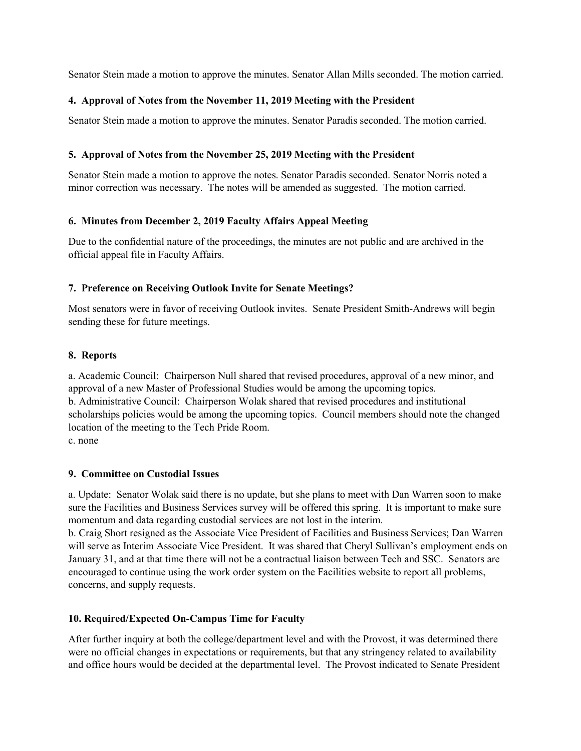Senator Stein made a motion to approve the minutes. Senator Allan Mills seconded. The motion carried.

### 4. Approval of Notes from the November 11, 2019 Meeting with the President

Senator Stein made a motion to approve the minutes. Senator Paradis seconded. The motion carried.

### 5. Approval of Notes from the November 25, 2019 Meeting with the President

Senator Stein made a motion to approve the notes. Senator Paradis seconded. Senator Norris noted a minor correction was necessary. The notes will be amended as suggested. The motion carried.

### 6. Minutes from December 2, 2019 Faculty Affairs Appeal Meeting

Due to the confidential nature of the proceedings, the minutes are not public and are archived in the official appeal file in Faculty Affairs.

### 7. Preference on Receiving Outlook Invite for Senate Meetings?

Most senators were in favor of receiving Outlook invites. Senate President Smith-Andrews will begin sending these for future meetings.

### 8. Reports

a. Academic Council: Chairperson Null shared that revised procedures, approval of a new minor, and approval of a new Master of Professional Studies would be among the upcoming topics.
b. Administrative Council: Chairperson Wolak shared that revised procedures and institutional scholarships policies would be among the upcoming topics. Council members should note the changed location of the meeting to the Tech Pride Room.
c. none

### 9. Committee on Custodial Issues

a. Update: Senator Wolak said there is no update, but she plans to meet with Dan Warren soon to make sure the Facilities and Business Services survey will be offered this spring. It is important to make sure momentum and data regarding custodial services are not lost in the interim.
b. Craig Short resigned as the Associate Vice President of Facilities and Business Services; Dan Warren will serve as Interim Associate Vice President. It was shared that Cheryl Sullivan's employment ends on January 31, and at that time there will not be a contractual liaison between Tech and SSC. Senators are encouraged to continue using the work order system on the Facilities website to report all problems, concerns, and supply requests.

### 10. Required/Expected On-Campus Time for Faculty

After further inquiry at both the college/department level and with the Provost, it was determined there were no official changes in expectations or requirements, but that any stringency related to availability and office hours would be decided at the departmental level. The Provost indicated to Senate President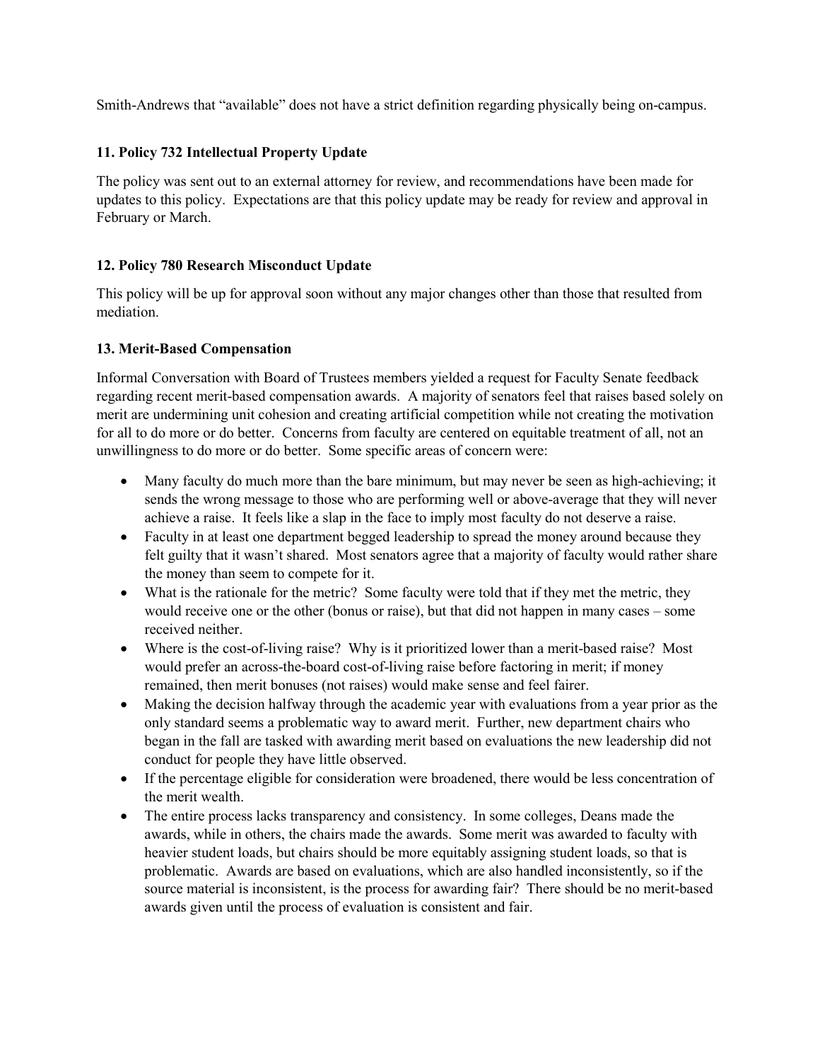Smith-Andrews that "available" does not have a strict definition regarding physically being on-campus.

### 11. Policy 732 Intellectual Property Update

The policy was sent out to an external attorney for review, and recommendations have been made for updates to this policy. Expectations are that this policy update may be ready for review and approval in February or March.

### 12. Policy 780 Research Misconduct Update

This policy will be up for approval soon without any major changes other than those that resulted from mediation.

### 13. Merit-Based Compensation

Informal Conversation with Board of Trustees members yielded a request for Faculty Senate feedback regarding recent merit-based compensation awards. A majority of senators feel that raises based solely on merit are undermining unit cohesion and creating artificial competition while not creating the motivation for all to do more or do better. Concerns from faculty are centered on equitable treatment of all, not an unwillingness to do more or do better. Some specific areas of concern were:

- Many faculty do much more than the bare minimum, but may never be seen as high-achieving; it sends the wrong message to those who are performing well or above-average that they will never achieve a raise. It feels like a slap in the face to imply most faculty do not deserve a raise.
- Faculty in at least one department begged leadership to spread the money around because they felt guilty that it wasn't shared. Most senators agree that a majority of faculty would rather share the money than seem to compete for it.
- What is the rationale for the metric? Some faculty were told that if they met the metric, they would receive one or the other (bonus or raise), but that did not happen in many cases – some received neither.
- Where is the cost-of-living raise? Why is it prioritized lower than a merit-based raise? Most would prefer an across-the-board cost-of-living raise before factoring in merit; if money remained, then merit bonuses (not raises) would make sense and feel fairer.
- Making the decision halfway through the academic year with evaluations from a year prior as the only standard seems a problematic way to award merit. Further, new department chairs who began in the fall are tasked with awarding merit based on evaluations the new leadership did not conduct for people they have little observed.
- If the percentage eligible for consideration were broadened, there would be less concentration of the merit wealth.
- The entire process lacks transparency and consistency. In some colleges, Deans made the awards, while in others, the chairs made the awards. Some merit was awarded to faculty with heavier student loads, but chairs should be more equitably assigning student loads, so that is problematic. Awards are based on evaluations, which are also handled inconsistently, so if the source material is inconsistent, is the process for awarding fair? There should be no merit-based awards given until the process of evaluation is consistent and fair.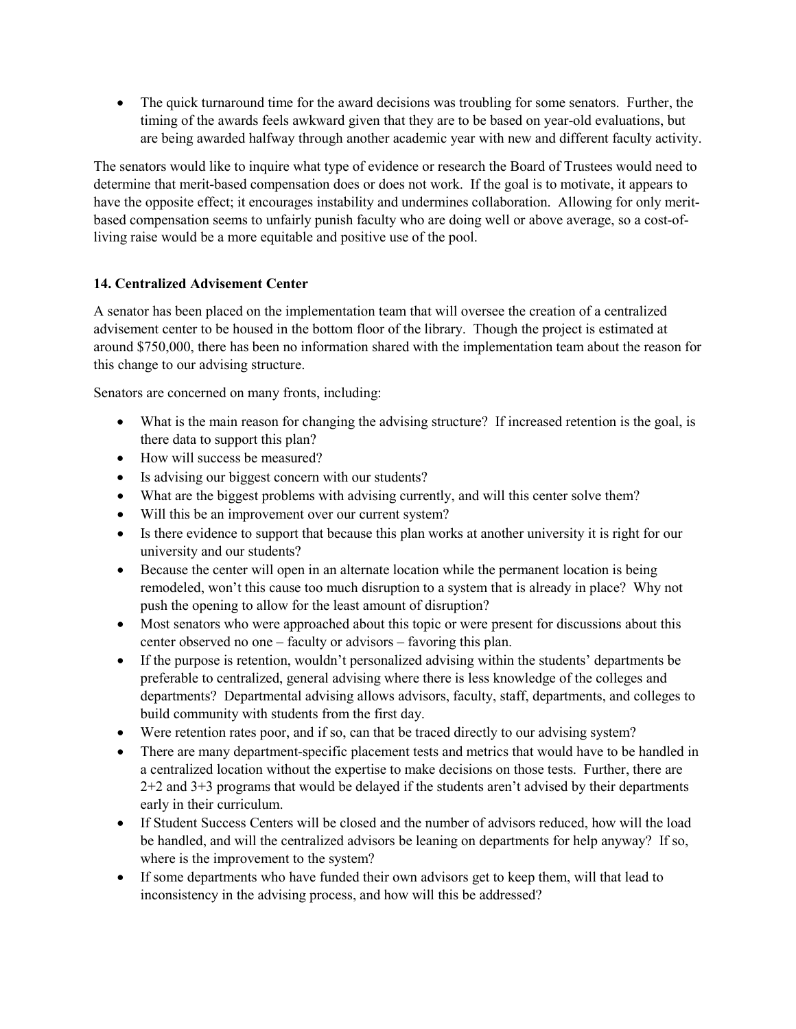- The quick turnaround time for the award decisions was troubling for some senators. Further, the timing of the awards feels awkward given that they are to be based on year-old evaluations, but are being awarded halfway through another academic year with new and different faculty activity.

The senators would like to inquire what type of evidence or research the Board of Trustees would need to determine that merit-based compensation does or does not work. If the goal is to motivate, it appears to have the opposite effect; it encourages instability and undermines collaboration. Allowing for only merit-based compensation seems to unfairly punish faculty who are doing well or above average, so a cost-of-living raise would be a more equitable and positive use of the pool.

**14. Centralized Advisement Center**

A senator has been placed on the implementation team that will oversee the creation of a centralized advisement center to be housed in the bottom floor of the library. Though the project is estimated at around $750,000, there has been no information shared with the implementation team about the reason for this change to our advising structure.

Senators are concerned on many fronts, including:

- What is the main reason for changing the advising structure? If increased retention is the goal, is there data to support this plan?
- How will success be measured?
- Is advising our biggest concern with our students?
- What are the biggest problems with advising currently, and will this center solve them?
- Will this be an improvement over our current system?
- Is there evidence to support that because this plan works at another university it is right for our university and our students?
- Because the center will open in an alternate location while the permanent location is being remodeled, won't this cause too much disruption to a system that is already in place? Why not push the opening to allow for the least amount of disruption?
- Most senators who were approached about this topic or were present for discussions about this center observed no one – faculty or advisors – favoring this plan.
- If the purpose is retention, wouldn't personalized advising within the students' departments be preferable to centralized, general advising where there is less knowledge of the colleges and departments? Departmental advising allows advisors, faculty, staff, departments, and colleges to build community with students from the first day.
- Were retention rates poor, and if so, can that be traced directly to our advising system?
- There are many department-specific placement tests and metrics that would have to be handled in a centralized location without the expertise to make decisions on those tests. Further, there are 2+2 and 3+3 programs that would be delayed if the students aren't advised by their departments early in their curriculum.
- If Student Success Centers will be closed and the number of advisors reduced, how will the load be handled, and will the centralized advisors be leaning on departments for help anyway? If so, where is the improvement to the system?
- If some departments who have funded their own advisors get to keep them, will that lead to inconsistency in the advising process, and how will this be addressed?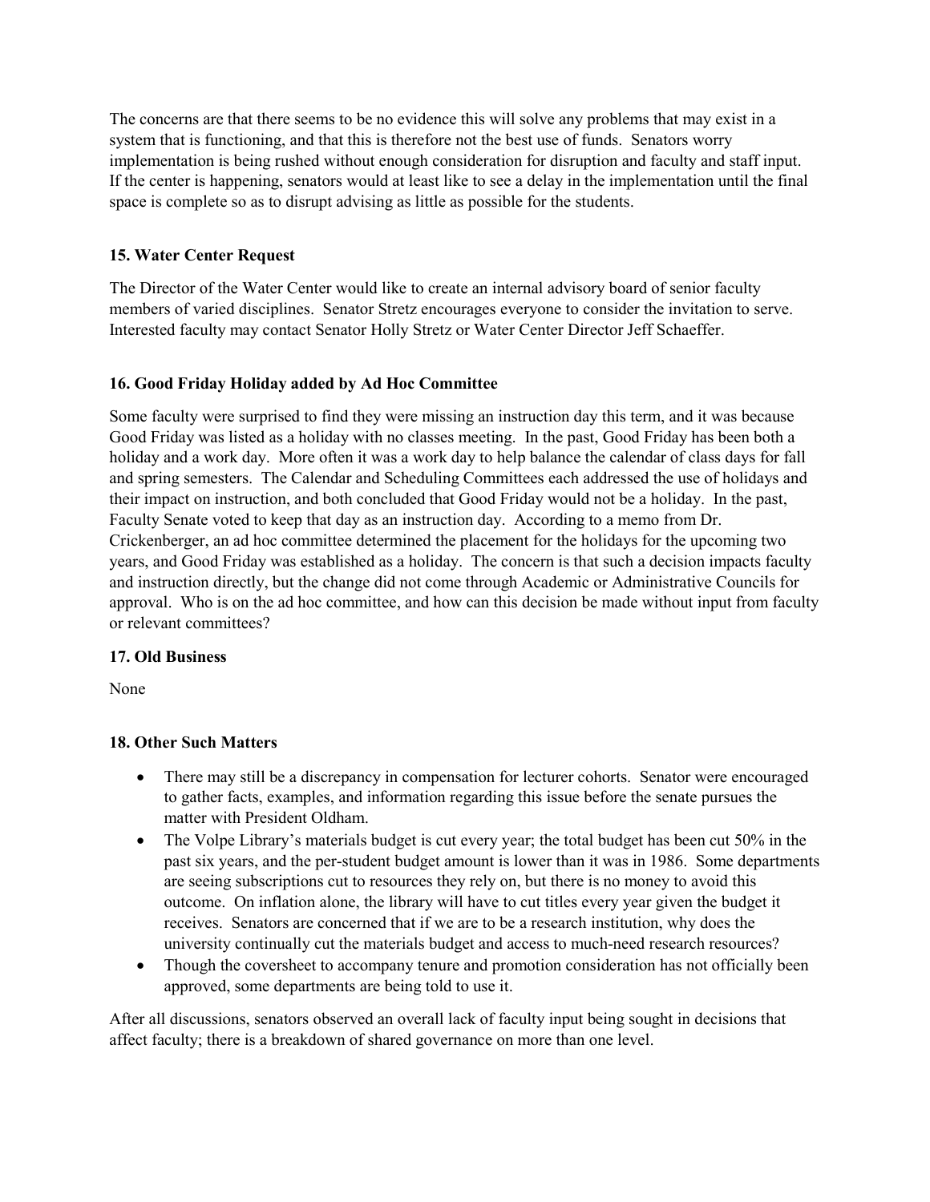The concerns are that there seems to be no evidence this will solve any problems that may exist in a system that is functioning, and that this is therefore not the best use of funds. Senators worry implementation is being rushed without enough consideration for disruption and faculty and staff input. If the center is happening, senators would at least like to see a delay in the implementation until the final space is complete so as to disrupt advising as little as possible for the students.

### 15. Water Center Request

The Director of the Water Center would like to create an internal advisory board of senior faculty members of varied disciplines. Senator Stretz encourages everyone to consider the invitation to serve. Interested faculty may contact Senator Holly Stretz or Water Center Director Jeff Schaeffer.

### 16. Good Friday Holiday added by Ad Hoc Committee

Some faculty were surprised to find they were missing an instruction day this term, and it was because Good Friday was listed as a holiday with no classes meeting. In the past, Good Friday has been both a holiday and a work day. More often it was a work day to help balance the calendar of class days for fall and spring semesters. The Calendar and Scheduling Committees each addressed the use of holidays and their impact on instruction, and both concluded that Good Friday would not be a holiday. In the past, Faculty Senate voted to keep that day as an instruction day. According to a memo from Dr. Crickenberger, an ad hoc committee determined the placement for the holidays for the upcoming two years, and Good Friday was established as a holiday. The concern is that such a decision impacts faculty and instruction directly, but the change did not come through Academic or Administrative Councils for approval. Who is on the ad hoc committee, and how can this decision be made without input from faculty or relevant committees?

### 17. Old Business

None

### 18. Other Such Matters

- There may still be a discrepancy in compensation for lecturer cohorts. Senator were encouraged to gather facts, examples, and information regarding this issue before the senate pursues the matter with President Oldham.
- The Volpe Library's materials budget is cut every year; the total budget has been cut 50% in the past six years, and the per-student budget amount is lower than it was in 1986. Some departments are seeing subscriptions cut to resources they rely on, but there is no money to avoid this outcome. On inflation alone, the library will have to cut titles every year given the budget it receives. Senators are concerned that if we are to be a research institution, why does the university continually cut the materials budget and access to much-need research resources?
- Though the coversheet to accompany tenure and promotion consideration has not officially been approved, some departments are being told to use it.

After all discussions, senators observed an overall lack of faculty input being sought in decisions that affect faculty; there is a breakdown of shared governance on more than one level.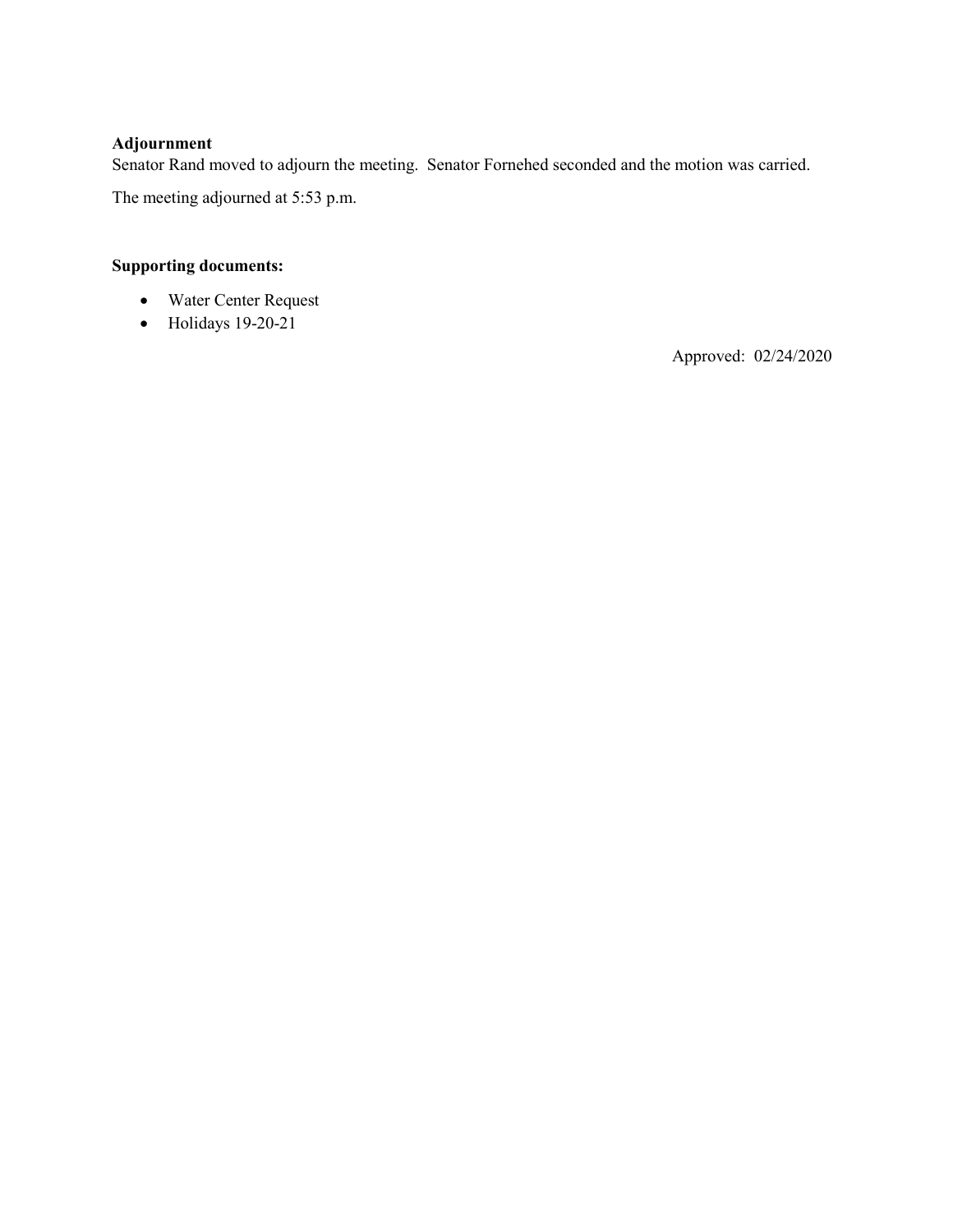**Adjournment**

Senator Rand moved to adjourn the meeting. Senator Fornehed seconded and the motion was carried.

The meeting adjourned at 5:53 p.m.

**Supporting documents:**

- Water Center Request
- Holidays 19-20-21

Approved: 02/24/2020